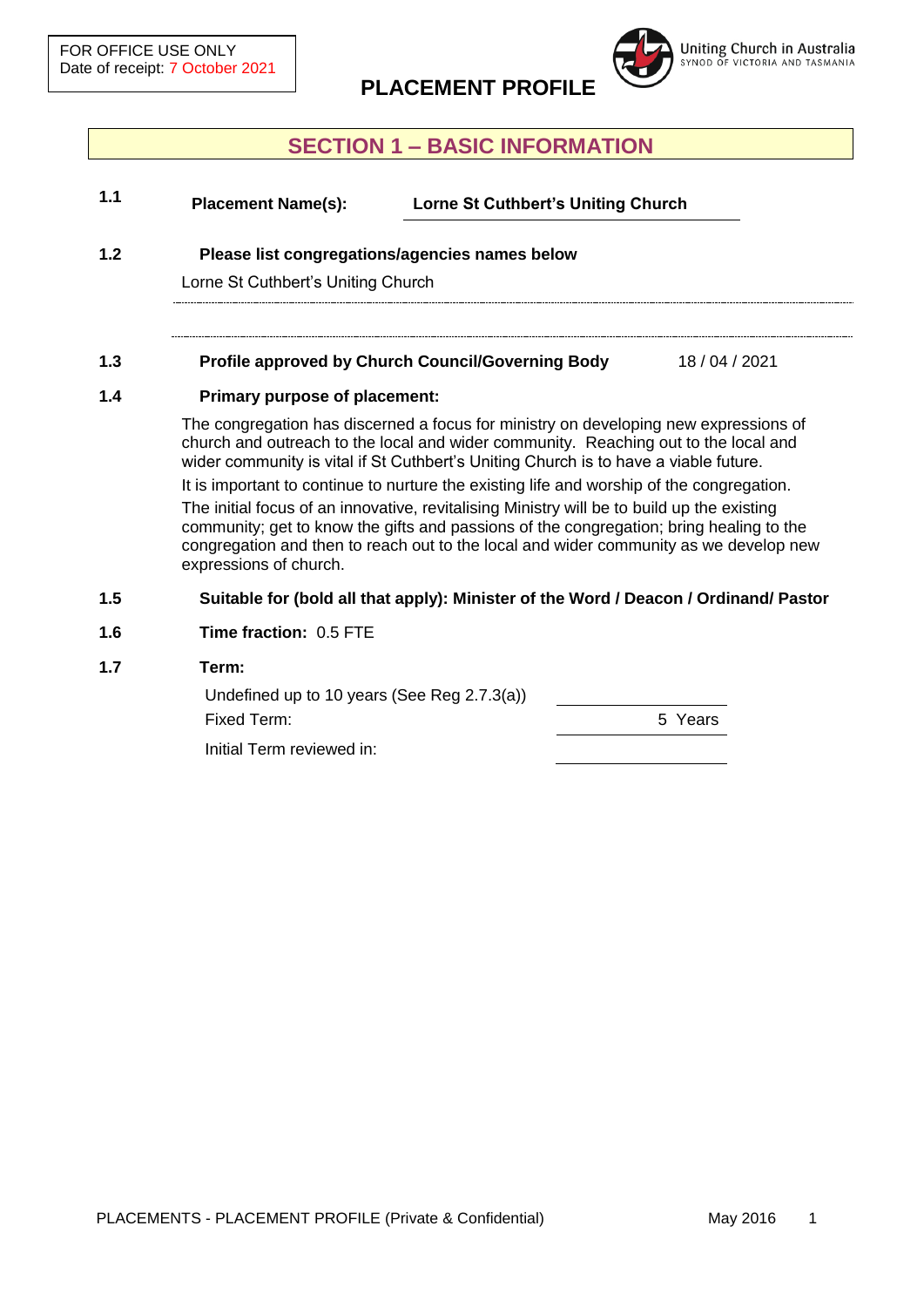FOR OFFICE USE ONLY
Date of receipt: 7 October 2021

Uniting Church in Australia
SYNOD OF VICTORIA AND TASMANIA

# PLACEMENT PROFILE

## SECTION 1 – BASIC INFORMATION

**1.1** **Placement Name(s):** **Lorne St Cuthbert's Uniting Church**

**1.2** **Please list congregations/agencies names below**

Lorne St Cuthbert's Uniting Church

**1.3** **Profile approved by Church Council/Governing Body** 18 / 04 / 2021

**1.4** **Primary purpose of placement:**

The congregation has discerned a focus for ministry on developing new expressions of church and outreach to the local and wider community. Reaching out to the local and wider community is vital if St Cuthbert's Uniting Church is to have a viable future.

It is important to continue to nurture the existing life and worship of the congregation.

The initial focus of an innovative, revitalising Ministry will be to build up the existing community; get to know the gifts and passions of the congregation; bring healing to the congregation and then to reach out to the local and wider community as we develop new expressions of church.

**1.5** **Suitable for (bold all that apply): Minister of the Word / Deacon / Ordinand/ Pastor**

**1.6** **Time fraction:** 0.5 FTE

**1.7** **Term:**

| | |
|---|---|
| Undefined up to 10 years (See Reg 2.7.3(a)) | |
| Fixed Term: | 5 Years |
| Initial Term reviewed in: | |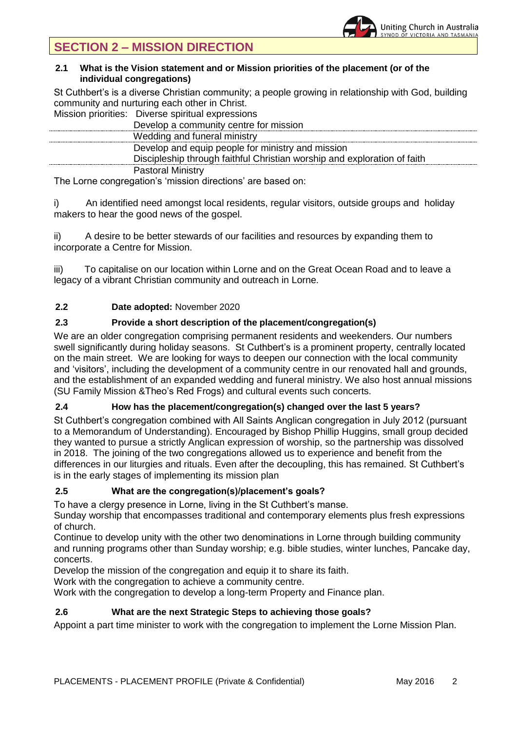## SECTION 2 – MISSION DIRECTION

**2.1 What is the Vision statement and or Mission priorities of the placement (or of the individual congregations)**

St Cuthbert's is a diverse Christian community; a people growing in relationship with God, building community and nurturing each other in Christ.

Mission priorities: Diverse spiritual expressions
Develop a community centre for mission
Wedding and funeral ministry
Develop and equip people for ministry and mission
Discipleship through faithful Christian worship and exploration of faith
Pastoral Ministry

The Lorne congregation's 'mission directions' are based on:

i) An identified need amongst local residents, regular visitors, outside groups and holiday makers to hear the good news of the gospel.

ii) A desire to be better stewards of our facilities and resources by expanding them to incorporate a Centre for Mission.

iii) To capitalise on our location within Lorne and on the Great Ocean Road and to leave a legacy of a vibrant Christian community and outreach in Lorne.

**2.2 Date adopted:** November 2020

**2.3 Provide a short description of the placement/congregation(s)**

We are an older congregation comprising permanent residents and weekenders. Our numbers swell significantly during holiday seasons. St Cuthbert's is a prominent property, centrally located on the main street. We are looking for ways to deepen our connection with the local community and 'visitors', including the development of a community centre in our renovated hall and grounds, and the establishment of an expanded wedding and funeral ministry. We also host annual missions (SU Family Mission &Theo's Red Frogs) and cultural events such concerts.

**2.4 How has the placement/congregation(s) changed over the last 5 years?**

St Cuthbert's congregation combined with All Saints Anglican congregation in July 2012 (pursuant to a Memorandum of Understanding). Encouraged by Bishop Phillip Huggins, small group decided they wanted to pursue a strictly Anglican expression of worship, so the partnership was dissolved in 2018. The joining of the two congregations allowed us to experience and benefit from the differences in our liturgies and rituals. Even after the decoupling, this has remained. St Cuthbert's is in the early stages of implementing its mission plan

**2.5 What are the congregation(s)/placement's goals?**

To have a clergy presence in Lorne, living in the St Cuthbert's manse.
Sunday worship that encompasses traditional and contemporary elements plus fresh expressions of church.
Continue to develop unity with the other two denominations in Lorne through building community and running programs other than Sunday worship; e.g. bible studies, winter lunches, Pancake day, concerts.
Develop the mission of the congregation and equip it to share its faith.
Work with the congregation to achieve a community centre.
Work with the congregation to develop a long-term Property and Finance plan.

**2.6 What are the next Strategic Steps to achieving those goals?**

Appoint a part time minister to work with the congregation to implement the Lorne Mission Plan.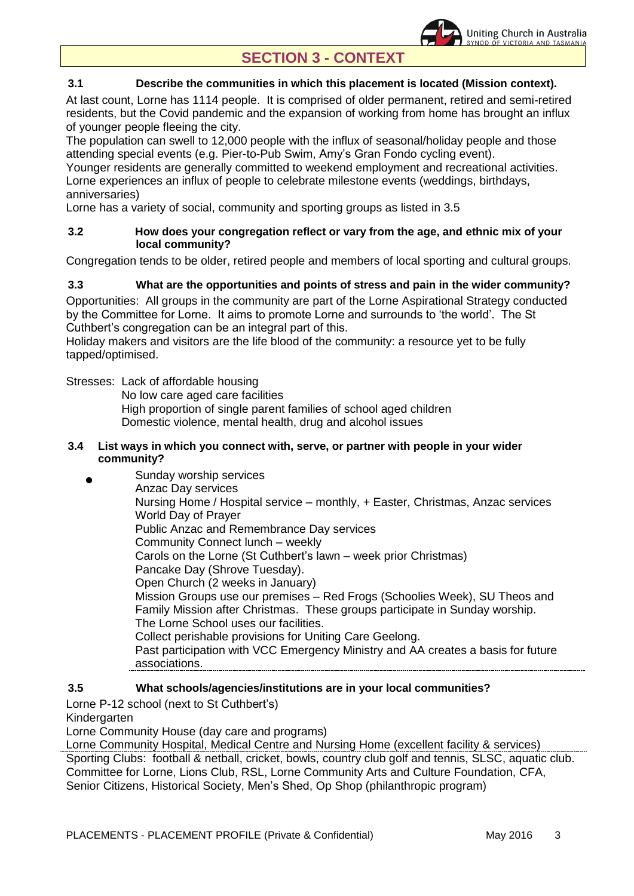# SECTION 3 - CONTEXT

### 3.1 Describe the communities in which this placement is located (Mission context).

At last count, Lorne has 1114 people. It is comprised of older permanent, retired and semi-retired residents, but the Covid pandemic and the expansion of working from home has brought an influx of younger people fleeing the city.

The population can swell to 12,000 people with the influx of seasonal/holiday people and those attending special events (e.g. Pier-to-Pub Swim, Amy's Gran Fondo cycling event).

Younger residents are generally committed to weekend employment and recreational activities.

Lorne experiences an influx of people to celebrate milestone events (weddings, birthdays, anniversaries)

Lorne has a variety of social, community and sporting groups as listed in 3.5

### 3.2 How does your congregation reflect or vary from the age, and ethnic mix of your local community?

Congregation tends to be older, retired people and members of local sporting and cultural groups.

### 3.3 What are the opportunities and points of stress and pain in the wider community?

Opportunities: All groups in the community are part of the Lorne Aspirational Strategy conducted by the Committee for Lorne. It aims to promote Lorne and surrounds to 'the world'. The St Cuthbert's congregation can be an integral part of this.

Holiday makers and visitors are the life blood of the community: a resource yet to be fully tapped/optimised.

Stresses: Lack of affordable housing
No low care aged care facilities
High proportion of single parent families of school aged children
Domestic violence, mental health, drug and alcohol issues

### 3.4 List ways in which you connect with, serve, or partner with people in your wider community?

- Sunday worship services
  Anzac Day services
  Nursing Home / Hospital service – monthly, + Easter, Christmas, Anzac services
  World Day of Prayer
  Public Anzac and Remembrance Day services
  Community Connect lunch – weekly
  Carols on the Lorne (St Cuthbert's lawn – week prior Christmas)
  Pancake Day (Shrove Tuesday).
  Open Church (2 weeks in January)
  Mission Groups use our premises – Red Frogs (Schoolies Week), SU Theos and Family Mission after Christmas. These groups participate in Sunday worship.
  The Lorne School uses our facilities.
  Collect perishable provisions for Uniting Care Geelong.
  Past participation with VCC Emergency Ministry and AA creates a basis for future associations.

### 3.5 What schools/agencies/institutions are in your local communities?

Lorne P-12 school (next to St Cuthbert's)
Kindergarten
Lorne Community House (day care and programs)
Lorne Community Hospital, Medical Centre and Nursing Home (excellent facility & services)
Sporting Clubs: football & netball, cricket, bowls, country club golf and tennis, SLSC, aquatic club.
Committee for Lorne, Lions Club, RSL, Lorne Community Arts and Culture Foundation, CFA, Senior Citizens, Historical Society, Men's Shed, Op Shop (philanthropic program)